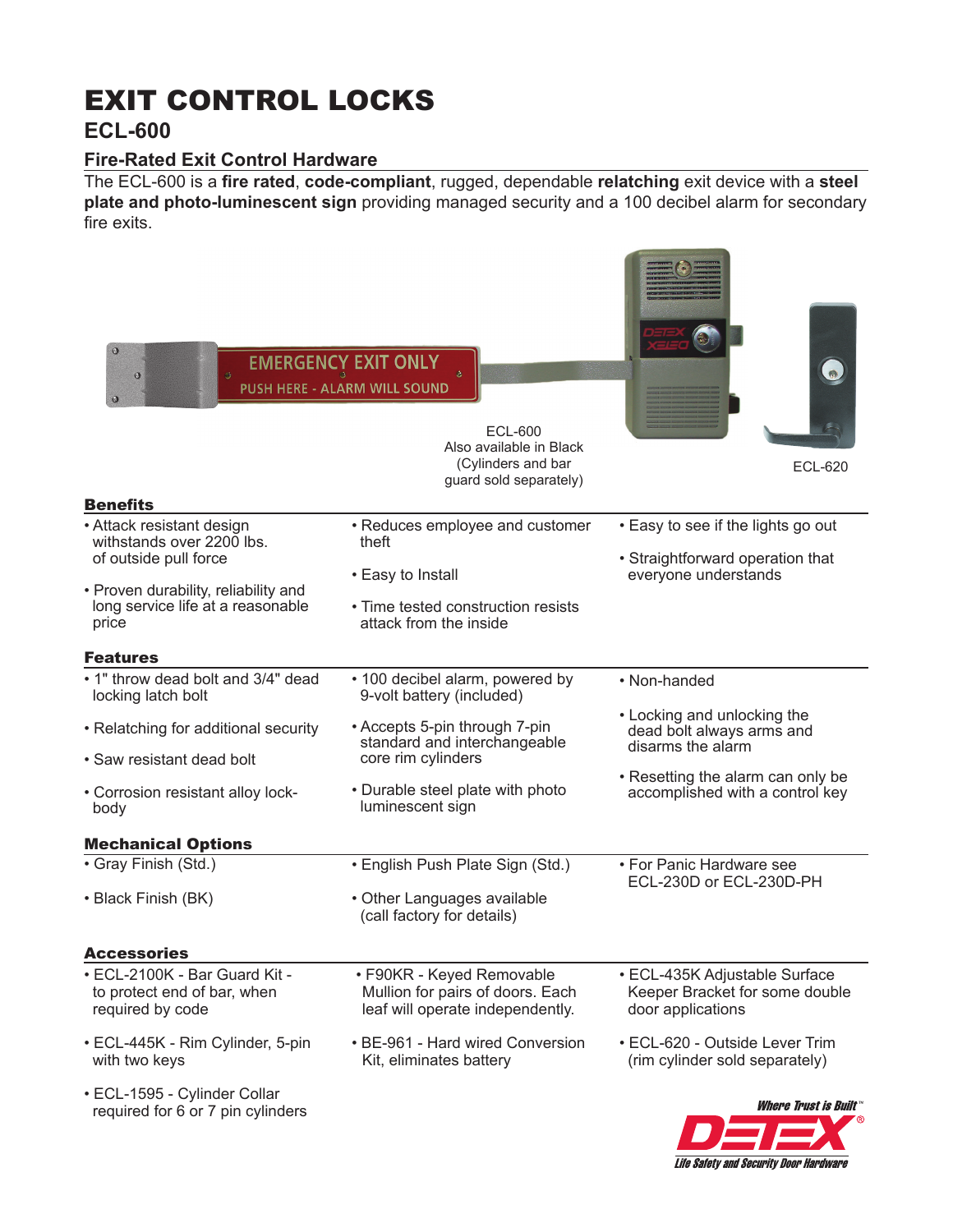# EXIT CONTROL LOCKS

## ECL-600

### Fire-Rated Exit Control Hardware

The ECL-600 is a **fire rated**, **code-compliant**, rugged, dependable **relatching** exit device with a **steel plate and photo-luminescent sign** providing managed security and a 100 decibel alarm for secondary fire exits.

ECL-600
Also available in Black
(Cylinders and bar guard sold separately)

ECL-620

### Benefits

- Attack resistant design withstands over 2200 lbs. of outside pull force
- Proven durability, reliability and long service life at a reasonable price
- Reduces employee and customer theft
- Easy to Install
- Time tested construction resists attack from the inside
- Easy to see if the lights go out
- Straightforward operation that everyone understands

### Features

- 1" throw dead bolt and 3/4" dead locking latch bolt
- Relatching for additional security
- Saw resistant dead bolt
- Corrosion resistant alloy lock-body
- 100 decibel alarm, powered by 9-volt battery (included)
- Accepts 5-pin through 7-pin standard and interchangeable core rim cylinders
- Durable steel plate with photo luminescent sign
- Non-handed
- Locking and unlocking the dead bolt always arms and disarms the alarm
- Resetting the alarm can only be accomplished with a control key

### Mechanical Options

- Gray Finish (Std.)
- Black Finish (BK)
- English Push Plate Sign (Std.)
- Other Languages available (call factory for details)
- For Panic Hardware see ECL-230D or ECL-230D-PH

### Accessories

- ECL-2100K - Bar Guard Kit - to protect end of bar, when required by code
- ECL-445K - Rim Cylinder, 5-pin with two keys
- ECL-1595 - Cylinder Collar required for 6 or 7 pin cylinders
- F90KR - Keyed Removable Mullion for pairs of doors. Each leaf will operate independently.
- BE-961 - Hard wired Conversion Kit, eliminates battery
- ECL-435K Adjustable Surface Keeper Bracket for some double door applications
- ECL-620 - Outside Lever Trim (rim cylinder sold separately)

*Where Trust is Built™*
DETEX®
*Life Safety and Security Door Hardware*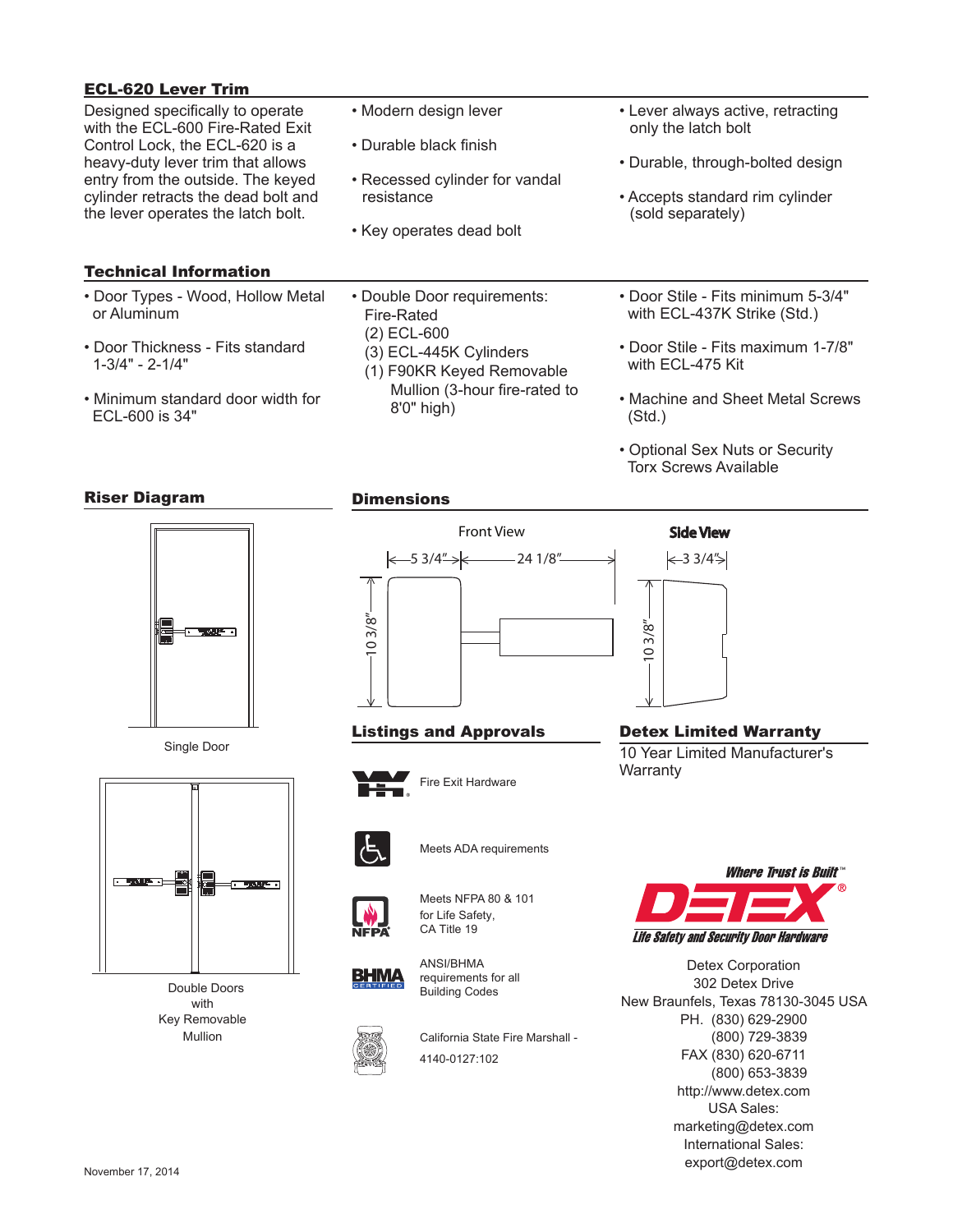## ECL-620 Lever Trim

Designed specifically to operate with the ECL-600 Fire-Rated Exit Control Lock, the ECL-620 is a heavy-duty lever trim that allows entry from the outside. The keyed cylinder retracts the dead bolt and the lever operates the latch bolt.

- Modern design lever
- Durable black finish
- Recessed cylinder for vandal resistance
- Key operates dead bolt
- Lever always active, retracting only the latch bolt
- Durable, through-bolted design
- Accepts standard rim cylinder (sold separately)

## Technical Information

- Door Types - Wood, Hollow Metal or Aluminum
- Door Thickness - Fits standard 1-3/4" - 2-1/4"
- Minimum standard door width for ECL-600 is 34"
- Double Door requirements:
  Fire-Rated
  (2) ECL-600
  (3) ECL-445K Cylinders
  (1) F90KR Keyed Removable Mullion (3-hour fire-rated to 8'0" high)
- Door Stile - Fits minimum 5-3/4" with ECL-437K Strike (Std.)
- Door Stile - Fits maximum 1-7/8" with ECL-475 Kit
- Machine and Sheet Metal Screws (Std.)
- Optional Sex Nuts or Security Torx Screws Available

## Riser Diagram

Single Door

Double Doors with Key Removable Mullion

## Dimensions

Front View

5 3/4"

24 1/8"

10 3/8"

Side View

3 3/4"

10 3/8"

## Listings and Approvals

Fire Exit Hardware

Meets ADA requirements

Meets NFPA 80 & 101 for Life Safety, CA Title 19

ANSI/BHMA requirements for all Building Codes

California State Fire Marshall - 4140-0127:102

## Detex Limited Warranty

10 Year Limited Manufacturer's Warranty

Where Trust is Built™

DETEX®

Life Safety and Security Door Hardware

Detex Corporation
302 Detex Drive
New Braunfels, Texas 78130-3045 USA
PH. (830) 629-2900
(800) 729-3839
FAX (830) 620-6711
(800) 653-3839
http://www.detex.com
USA Sales:
marketing@detex.com
International Sales:
export@detex.com

November 17, 2014